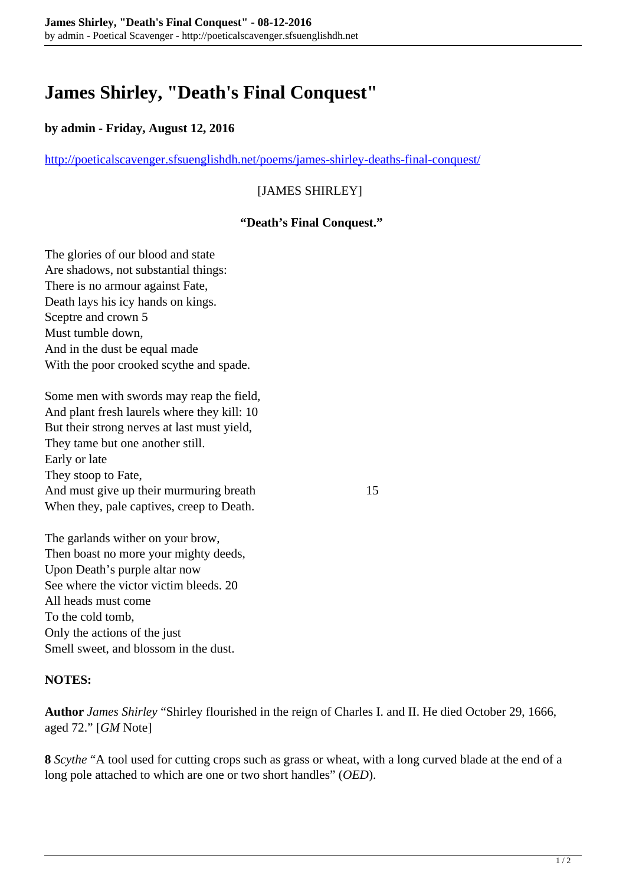# James Shirley, "Death's Final Conquest"

**by admin - Friday, August 12, 2016**

http://poeticalscavenger.sfsuenglishdh.net/poems/james-shirley-deaths-final-conquest/

[JAMES SHIRLEY]

**"Death's Final Conquest."**

The glories of our blood and state  
Are shadows, not substantial things:  
There is no armour against Fate,  
Death lays his icy hands on kings.  
Sceptre and crown 5  
Must tumble down,  
And in the dust be equal made  
With the poor crooked scythe and spade.

Some men with swords may reap the field,  
And plant fresh laurels where they kill: 10  
But their strong nerves at last must yield,  
They tame but one another still.  
Early or late  
They stoop to Fate,  
And must give up their murmuring breath 15  
When they, pale captives, creep to Death.

The garlands wither on your brow,  
Then boast no more your mighty deeds,  
Upon Death's purple altar now  
See where the victor victim bleeds. 20  
All heads must come  
To the cold tomb,  
Only the actions of the just  
Smell sweet, and blossom in the dust.

**NOTES:**

**Author** *James Shirley* "Shirley flourished in the reign of Charles I. and II. He died October 29, 1666, aged 72." [*GM* Note]

**8** *Scythe* "A tool used for cutting crops such as grass or wheat, with a long curved blade at the end of a long pole attached to which are one or two short handles" (*OED*).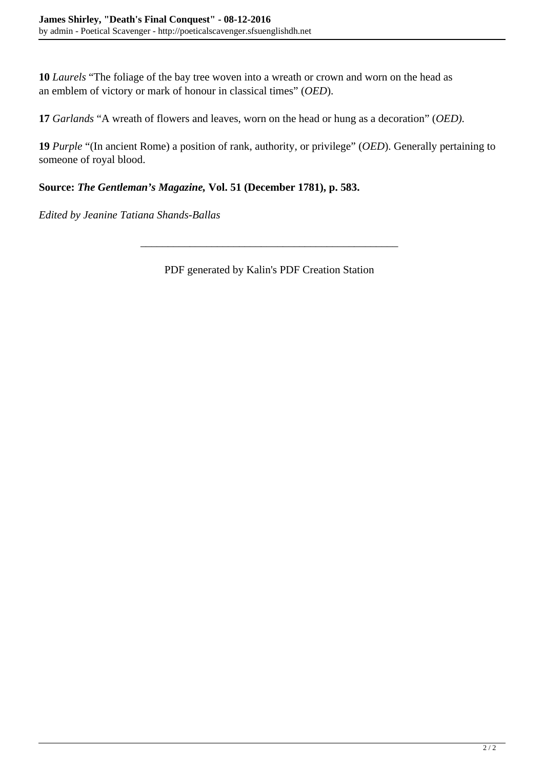**10** *Laurels* "The foliage of the bay tree woven into a wreath or crown and worn on the head as an emblem of victory or mark of honour in classical times" (*OED*).

**17** *Garlands* "A wreath of flowers and leaves, worn on the head or hung as a decoration" (*OED).*

**19** *Purple* "(In ancient Rome) a position of rank, authority, or privilege" (*OED*). Generally pertaining to someone of royal blood.

**Source:** ***The Gentleman's Magazine,*** **Vol. 51 (December 1781), p. 583.**

*Edited by Jeanine Tatiana Shands-Ballas*

---

PDF generated by Kalin's PDF Creation Station